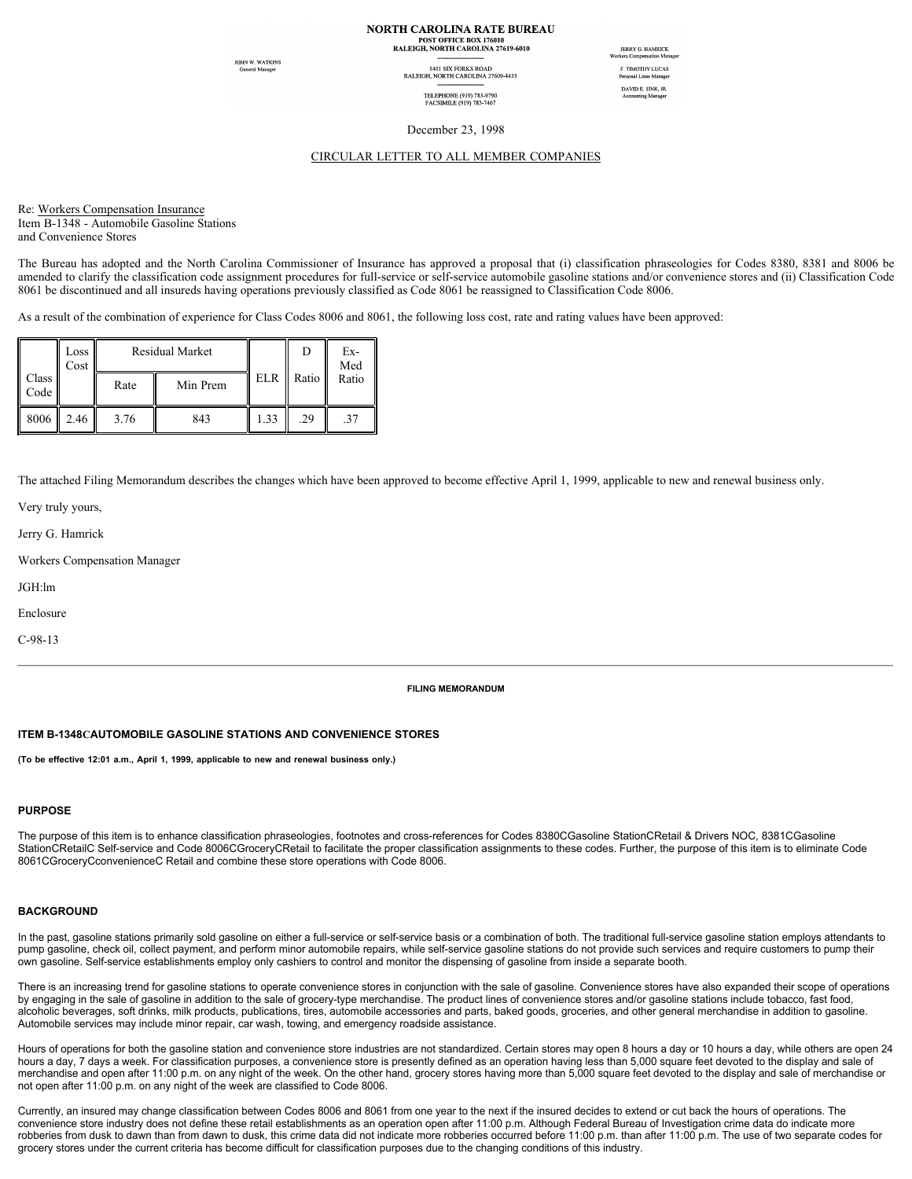# NORTH CAROLINA RATE BUREAU

POST OFFICE BOX 176010
RALEIGH, NORTH CAROLINA 27619-6010

5401 SIX FORKS ROAD
RALEIGH, NORTH CAROLINA 27609-4435

TELEPHONE (919) 783-9790
FACSIMILE (919) 783-7467

JOHN W. WATKINS
General Manager

JERRY G. HAMRICK
Workers Compensation Manager

F. TIMOTHY LUCAS
Personal Lines Manager

DAVID E. SINK, JR.
Accounting Manager

December 23, 1998

CIRCULAR LETTER TO ALL MEMBER COMPANIES

Re: Workers Compensation Insurance
Item B-1348 - Automobile Gasoline Stations
and Convenience Stores

The Bureau has adopted and the North Carolina Commissioner of Insurance has approved a proposal that (i) classification phraseologies for Codes 8380, 8381 and 8006 be amended to clarify the classification code assignment procedures for full-service or self-service automobile gasoline stations and/or convenience stores and (ii) Classification Code 8061 be discontinued and all insureds having operations previously classified as Code 8061 be reassigned to Classification Code 8006.

As a result of the combination of experience for Class Codes 8006 and 8061, the following loss cost, rate and rating values have been approved:

| Class Code | Loss Cost | Residual Market | | ELR | D Ratio | Ex-Med Ratio |
|---|---|---|---|---|---|---|
| | | Rate | Min Prem | | | |
| 8006 | 2.46 | 3.76 | 843 | 1.33 | .29 | .37 |

The attached Filing Memorandum describes the changes which have been approved to become effective April 1, 1999, applicable to new and renewal business only.

Very truly yours,

Jerry G. Hamrick

Workers Compensation Manager

JGH:lm

Enclosure

C-98-13

---

**FILING MEMORANDUM**

### ITEM B-1348CAUTOMOBILE GASOLINE STATIONS AND CONVENIENCE STORES

**(To be effective 12:01 a.m., April 1, 1999, applicable to new and renewal business only.)**

### PURPOSE

The purpose of this item is to enhance classification phraseologies, footnotes and cross-references for Codes 8380CGasoline StationCRetail & Drivers NOC, 8381CGasoline StationCRetailC Self-service and Code 8006CGroceryCRetail to facilitate the proper classification assignments to these codes. Further, the purpose of this item is to eliminate Code 8061CGroceryCconvenienceC Retail and combine these store operations with Code 8006.

### BACKGROUND

In the past, gasoline stations primarily sold gasoline on either a full-service or self-service basis or a combination of both. The traditional full-service gasoline station employs attendants to pump gasoline, check oil, collect payment, and perform minor automobile repairs, while self-service gasoline stations do not provide such services and require customers to pump their own gasoline. Self-service establishments employ only cashiers to control and monitor the dispensing of gasoline from inside a separate booth.

There is an increasing trend for gasoline stations to operate convenience stores in conjunction with the sale of gasoline. Convenience stores have also expanded their scope of operations by engaging in the sale of gasoline in addition to the sale of grocery-type merchandise. The product lines of convenience stores and/or gasoline stations include tobacco, fast food, alcoholic beverages, soft drinks, milk products, publications, tires, automobile accessories and parts, baked goods, groceries, and other general merchandise in addition to gasoline. Automobile services may include minor repair, car wash, towing, and emergency roadside assistance.

Hours of operations for both the gasoline station and convenience store industries are not standardized. Certain stores may open 8 hours a day or 10 hours a day, while others are open 24 hours a day, 7 days a week. For classification purposes, a convenience store is presently defined as an operation having less than 5,000 square feet devoted to the display and sale of merchandise and open after 11:00 p.m. on any night of the week. On the other hand, grocery stores having more than 5,000 square feet devoted to the display and sale of merchandise or not open after 11:00 p.m. on any night of the week are classified to Code 8006.

Currently, an insured may change classification between Codes 8006 and 8061 from one year to the next if the insured decides to extend or cut back the hours of operations. The convenience store industry does not define these retail establishments as an operation open after 11:00 p.m. Although Federal Bureau of Investigation crime data do indicate more robberies from dusk to dawn than from dawn to dusk, this crime data did not indicate more robberies occurred before 11:00 p.m. than after 11:00 p.m. The use of two separate codes for grocery stores under the current criteria has become difficult for classification purposes due to the changing conditions of this industry.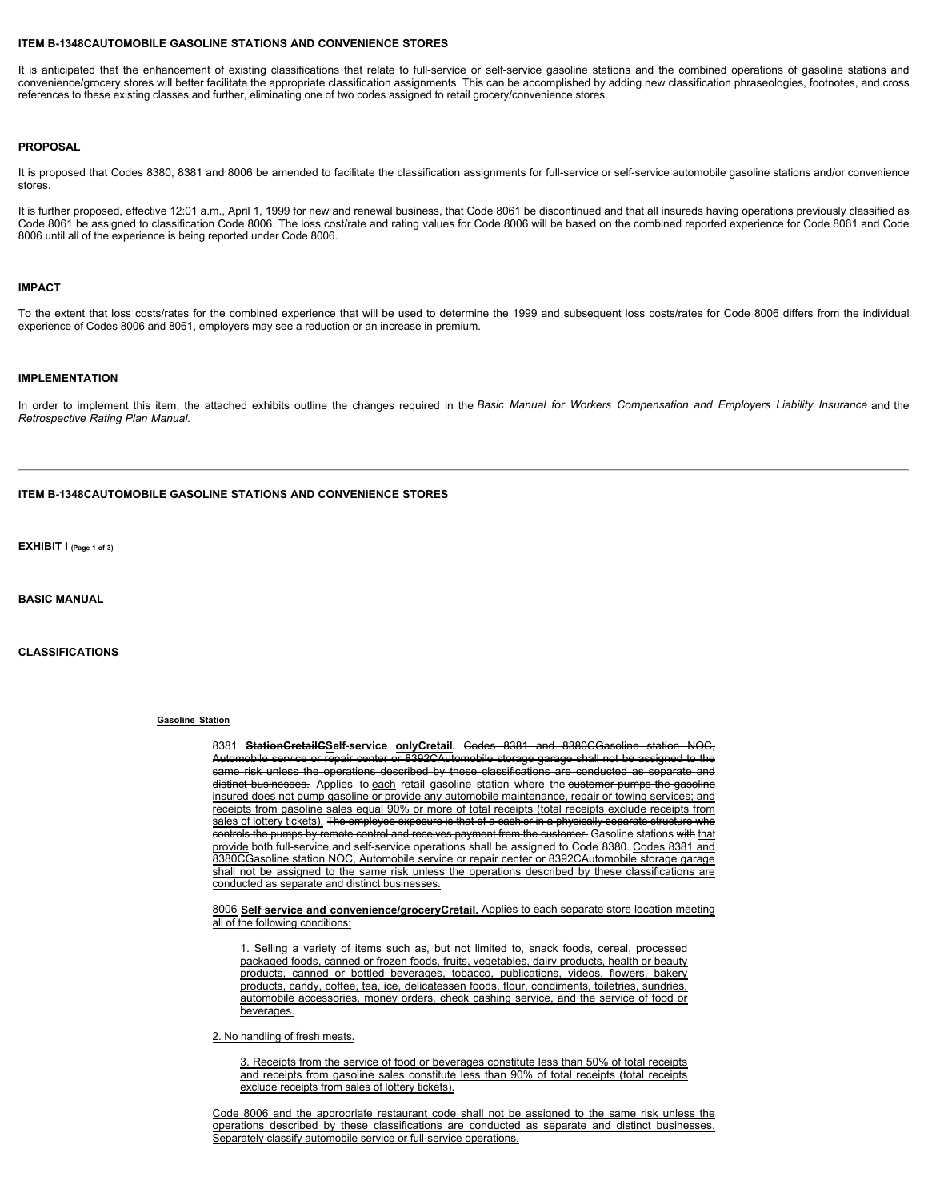**ITEM B-1348CAUTOMOBILE GASOLINE STATIONS AND CONVENIENCE STORES**

It is anticipated that the enhancement of existing classifications that relate to full-service or self-service gasoline stations and the combined operations of gasoline stations and convenience/grocery stores will better facilitate the appropriate classification assignments. This can be accomplished by adding new classification phraseologies, footnotes, and cross references to these existing classes and further, eliminating one of two codes assigned to retail grocery/convenience stores.

**PROPOSAL**

It is proposed that Codes 8380, 8381 and 8006 be amended to facilitate the classification assignments for full-service or self-service automobile gasoline stations and/or convenience stores.

It is further proposed, effective 12:01 a.m., April 1, 1999 for new and renewal business, that Code 8061 be discontinued and that all insureds having operations previously classified as Code 8061 be assigned to classification Code 8006. The loss cost/rate and rating values for Code 8006 will be based on the combined reported experience for Code 8061 and Code 8006 until all of the experience is being reported under Code 8006.

**IMPACT**

To the extent that loss costs/rates for the combined experience that will be used to determine the 1999 and subsequent loss costs/rates for Code 8006 differs from the individual experience of Codes 8006 and 8061, employers may see a reduction or an increase in premium.

**IMPLEMENTATION**

In order to implement this item, the attached exhibits outline the changes required in the *Basic Manual for Workers Compensation and Employers Liability Insurance* and the *Retrospective Rating Plan Manual*.

---

**ITEM B-1348CAUTOMOBILE GASOLINE STATIONS AND CONVENIENCE STORES**

**EXHIBIT I** (Page 1 of 3)

**BASIC MANUAL**

**CLASSIFICATIONS**

Gasoline Station

8381 ~~**StationCretailC**~~**Self-service onlyCretail.** ~~Codes 8381 and 8380CGasoline station NOC, Automobile service or repair center or 8392CAutomobile storage garage shall not be assigned to the same risk unless the operations described by these classifications are conducted as separate and distinct businesses.~~ Applies to each retail gasoline station where the ~~customer pumps the gasoline~~ insured does not pump gasoline or provide any automobile maintenance, repair or towing services; and receipts from gasoline sales equal 90% or more of total receipts (total receipts exclude receipts from sales of lottery tickets). ~~The employee exposure is that of a cashier in a physically separate structure who controls the pumps by remote control and receives payment from the customer.~~ Gasoline stations ~~with~~ that provide both full-service and self-service operations shall be assigned to Code 8380. Codes 8381 and 8380CGasoline station NOC, Automobile service or repair center or 8392CAutomobile storage garage shall not be assigned to the same risk unless the operations described by these classifications are conducted as separate and distinct businesses.

8006 **Self-service and convenience/groceryCretail.** Applies to each separate store location meeting all of the following conditions:

1. Selling a variety of items such as, but not limited to, snack foods, cereal, processed packaged foods, canned or frozen foods, fruits, vegetables, dairy products, health or beauty products, canned or bottled beverages, tobacco, publications, videos, flowers, bakery products, candy, coffee, tea, ice, delicatessen foods, flour, condiments, toiletries, sundries, automobile accessories, money orders, check cashing service, and the service of food or beverages.

2. No handling of fresh meats.

3. Receipts from the service of food or beverages constitute less than 50% of total receipts and receipts from gasoline sales constitute less than 90% of total receipts (total receipts exclude receipts from sales of lottery tickets).

Code 8006 and the appropriate restaurant code shall not be assigned to the same risk unless the operations described by these classifications are conducted as separate and distinct businesses. Separately classify automobile service or full-service operations.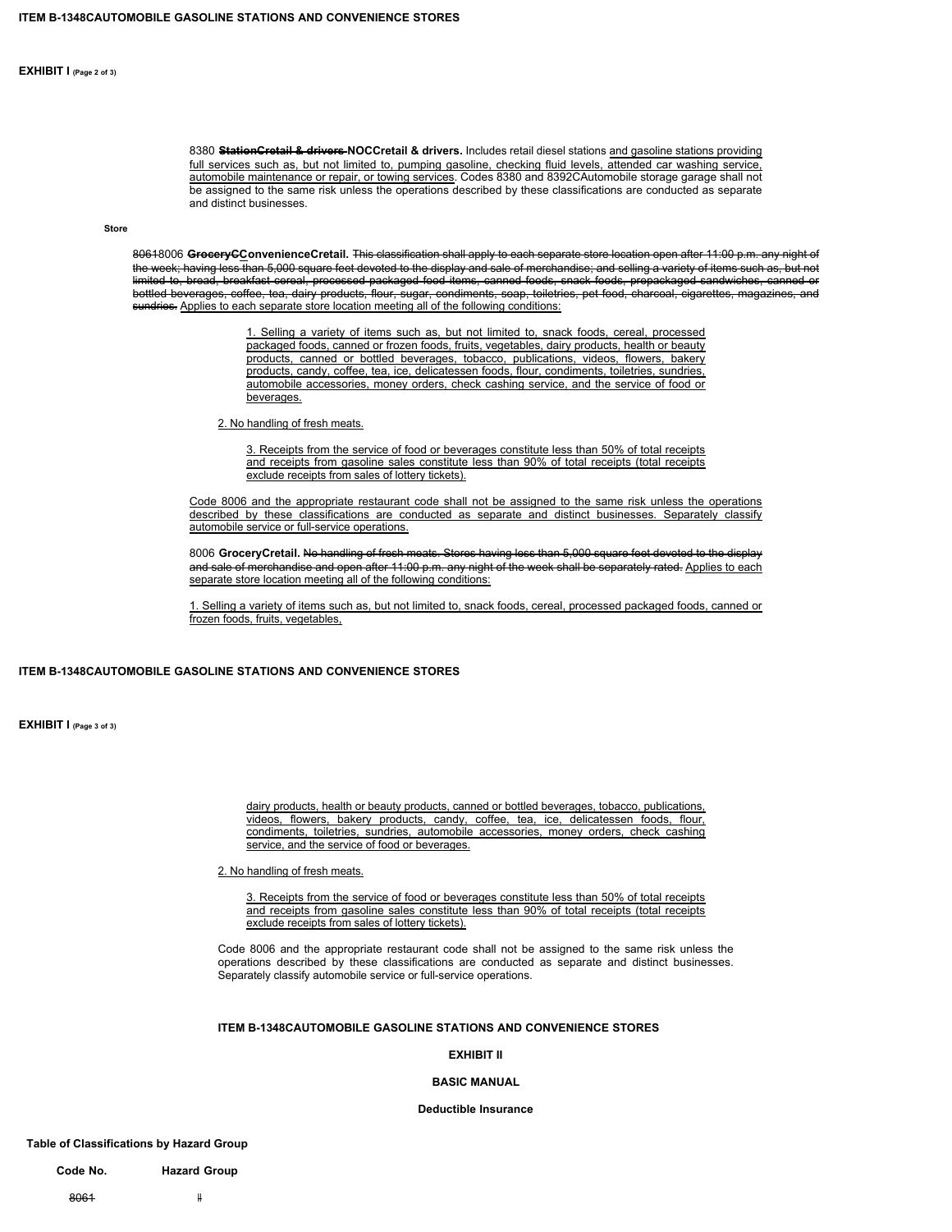**ITEM B-1348CAUTOMOBILE GASOLINE STATIONS AND CONVENIENCE STORES**

**EXHIBIT I** (Page 2 of 3)

8380 ~~**StationCretail & drivers**~~ **NOCCretail & drivers.** Includes retail diesel stations <u>and gasoline stations providing full services such as, but not limited to, pumping gasoline, checking fluid levels, attended car washing service, automobile maintenance or repair, or towing services</u>. Codes 8380 and 8392CAutomobile storage garage shall not be assigned to the same risk unless the operations described by these classifications are conducted as separate and distinct businesses.

**Store**

~~8061~~8006 ~~**GroceryCC**~~<u>**C**</u>**onvenienceCretail.** ~~This classification shall apply to each separate store location open after 11:00 p.m. any night of the week; having less than 5,000 square feet devoted to the display and sale of merchandise; and selling a variety of items such as, but not limited to, bread, breakfast cereal, processed packaged food items, canned foods, snack foods, prepackaged sandwiches, canned or bottled beverages, coffee, tea, dairy products, flour, sugar, condiments, soap, toiletries, pet food, charcoal, cigarettes, magazines, and sundries.~~ <u>Applies to each separate store location meeting all of the following conditions:</u>

<u>1. Selling a variety of items such as, but not limited to, snack foods, cereal, processed packaged foods, canned or frozen foods, fruits, vegetables, dairy products, health or beauty products, canned or bottled beverages, tobacco, publications, videos, flowers, bakery products, candy, coffee, tea, ice, delicatessen foods, flour, condiments, toiletries, sundries, automobile accessories, money orders, check cashing service, and the service of food or beverages.</u>

<u>2. No handling of fresh meats.</u>

<u>3. Receipts from the service of food or beverages constitute less than 50% of total receipts and receipts from gasoline sales constitute less than 90% of total receipts (total receipts exclude receipts from sales of lottery tickets).</u>

<u>Code 8006 and the appropriate restaurant code shall not be assigned to the same risk unless the operations described by these classifications are conducted as separate and distinct businesses. Separately classify automobile service or full-service operations.</u>

8006 **GroceryCretail.** ~~No handling of fresh meats. Stores having less than 5,000 square feet devoted to the display and sale of merchandise and open after 11:00 p.m. any night of the week shall be separately rated.~~ <u>Applies to each separate store location meeting all of the following conditions:</u>

<u>1. Selling a variety of items such as, but not limited to, snack foods, cereal, processed packaged foods, canned or frozen foods, fruits, vegetables, dairy products, health or beauty products, canned or bottled beverages, tobacco, publications, videos, flowers, bakery products, candy, coffee, tea, ice, delicatessen foods, flour, condiments, toiletries, sundries, automobile accessories, money orders, check cashing service, and the service of food or beverages.</u>

<u>2. No handling of fresh meats.</u>

<u>3. Receipts from the service of food or beverages constitute less than 50% of total receipts and receipts from gasoline sales constitute less than 90% of total receipts (total receipts exclude receipts from sales of lottery tickets).</u>

Code 8006 and the appropriate restaurant code shall not be assigned to the same risk unless the operations described by these classifications are conducted as separate and distinct businesses. Separately classify automobile service or full-service operations.

**ITEM B-1348CAUTOMOBILE GASOLINE STATIONS AND CONVENIENCE STORES**

**EXHIBIT II**

**BASIC MANUAL**

**Deductible Insurance**

**Table of Classifications by Hazard Group**

| Code No. | Hazard Group |
|---|---|
| ~~8061~~ | ~~II~~ |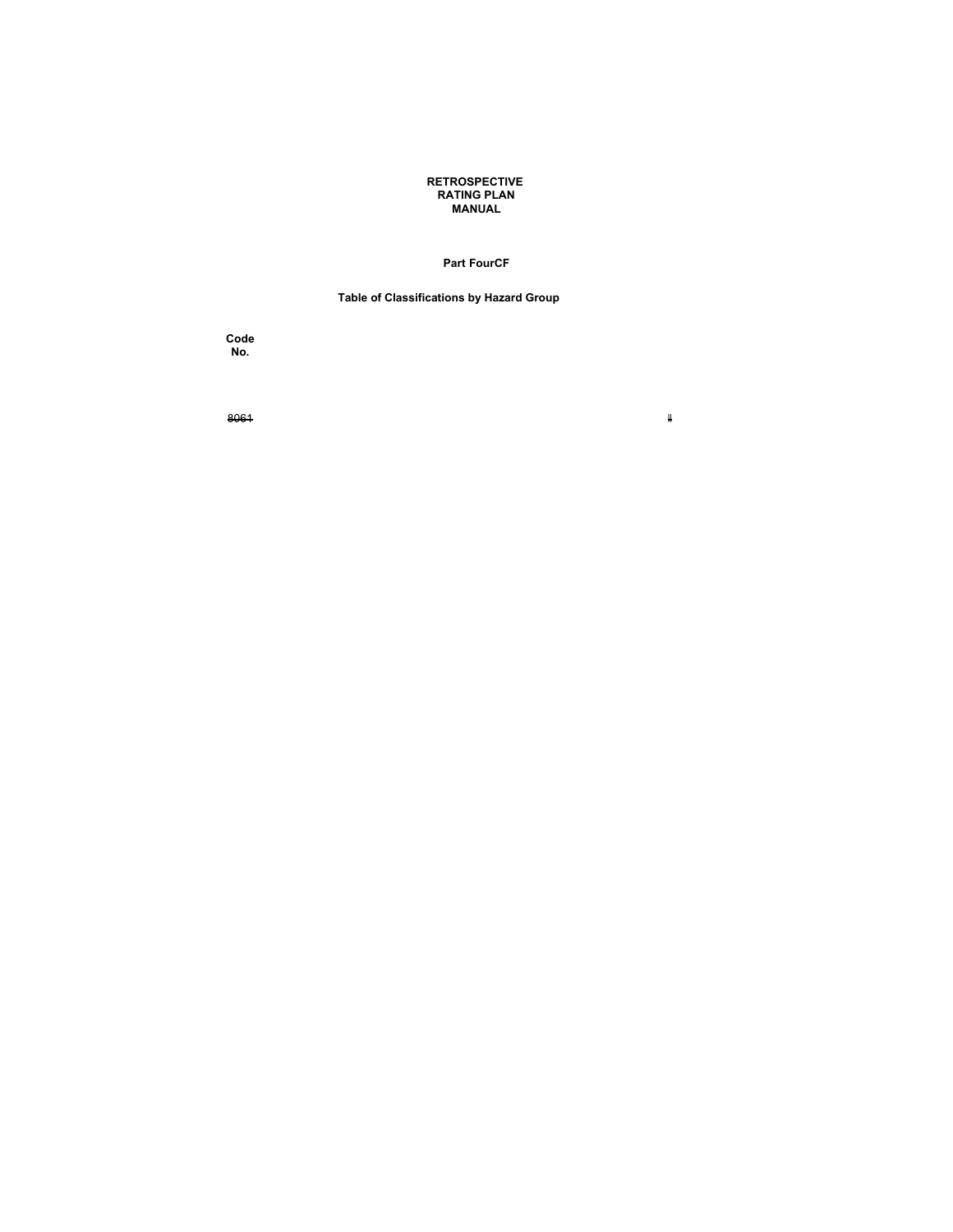**RETROSPECTIVE RATING PLAN MANUAL**

**Part FourCF**

**Table of Classifications by Hazard Group**

| Code No. | |
|---|---|
| ~~8061~~ | ~~II~~ |